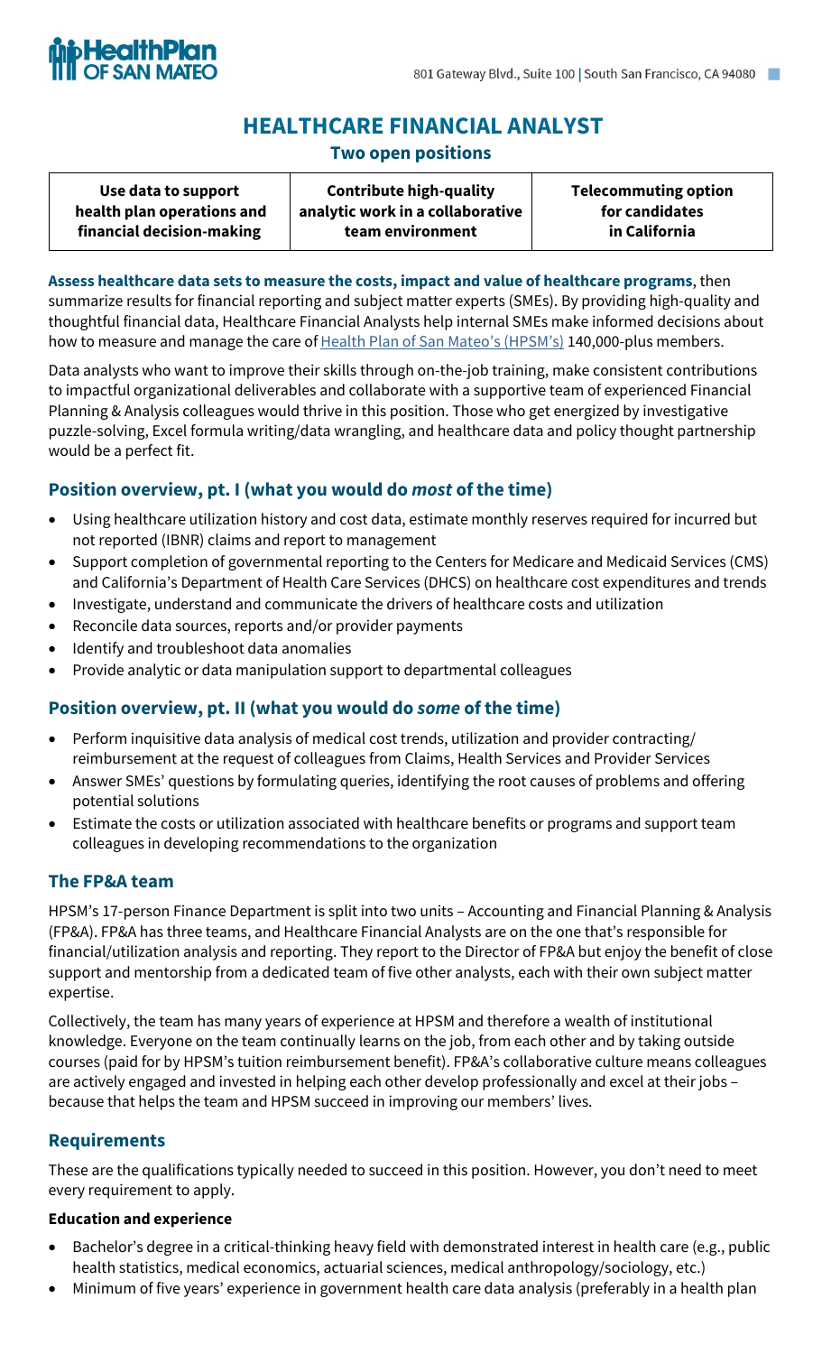HealthPlan OF SAN MATEO

801 Gateway Blvd., Suite 100 | South San Francisco, CA 94080

# HEALTHCARE FINANCIAL ANALYST

**Two open positions**

| | | |
|---|---|---|
| **Use data to support health plan operations and financial decision-making** | **Contribute high-quality analytic work in a collaborative team environment** | **Telecommuting option for candidates in California** |

**Assess healthcare data sets to measure the costs, impact and value of healthcare programs**, then summarize results for financial reporting and subject matter experts (SMEs). By providing high-quality and thoughtful financial data, Healthcare Financial Analysts help internal SMEs make informed decisions about how to measure and manage the care of Health Plan of San Mateo's (HPSM's) 140,000-plus members.

Data analysts who want to improve their skills through on-the-job training, make consistent contributions to impactful organizational deliverables and collaborate with a supportive team of experienced Financial Planning & Analysis colleagues would thrive in this position. Those who get energized by investigative puzzle-solving, Excel formula writing/data wrangling, and healthcare data and policy thought partnership would be a perfect fit.

## Position overview, pt. I (what you would do *most* of the time)

- Using healthcare utilization history and cost data, estimate monthly reserves required for incurred but not reported (IBNR) claims and report to management
- Support completion of governmental reporting to the Centers for Medicare and Medicaid Services (CMS) and California's Department of Health Care Services (DHCS) on healthcare cost expenditures and trends
- Investigate, understand and communicate the drivers of healthcare costs and utilization
- Reconcile data sources, reports and/or provider payments
- Identify and troubleshoot data anomalies
- Provide analytic or data manipulation support to departmental colleagues

## Position overview, pt. II (what you would do *some* of the time)

- Perform inquisitive data analysis of medical cost trends, utilization and provider contracting/ reimbursement at the request of colleagues from Claims, Health Services and Provider Services
- Answer SMEs' questions by formulating queries, identifying the root causes of problems and offering potential solutions
- Estimate the costs or utilization associated with healthcare benefits or programs and support team colleagues in developing recommendations to the organization

## The FP&A team

HPSM's 17-person Finance Department is split into two units – Accounting and Financial Planning & Analysis (FP&A). FP&A has three teams, and Healthcare Financial Analysts are on the one that's responsible for financial/utilization analysis and reporting. They report to the Director of FP&A but enjoy the benefit of close support and mentorship from a dedicated team of five other analysts, each with their own subject matter expertise.

Collectively, the team has many years of experience at HPSM and therefore a wealth of institutional knowledge. Everyone on the team continually learns on the job, from each other and by taking outside courses (paid for by HPSM's tuition reimbursement benefit). FP&A's collaborative culture means colleagues are actively engaged and invested in helping each other develop professionally and excel at their jobs – because that helps the team and HPSM succeed in improving our members' lives.

## Requirements

These are the qualifications typically needed to succeed in this position. However, you don't need to meet every requirement to apply.

### Education and experience

- Bachelor's degree in a critical-thinking heavy field with demonstrated interest in health care (e.g., public health statistics, medical economics, actuarial sciences, medical anthropology/sociology, etc.)
- Minimum of five years' experience in government health care data analysis (preferably in a health plan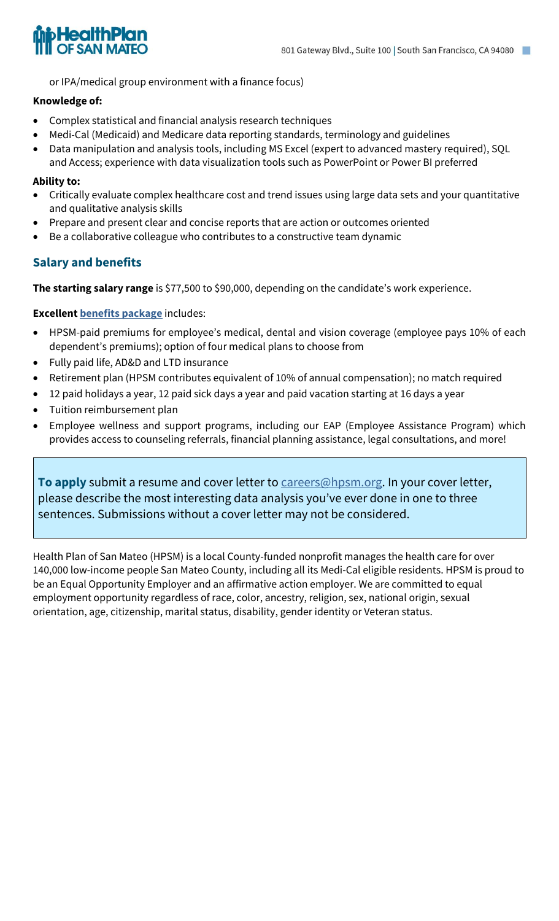or IPA/medical group environment with a finance focus)

**Knowledge of:**

- Complex statistical and financial analysis research techniques
- Medi-Cal (Medicaid) and Medicare data reporting standards, terminology and guidelines
- Data manipulation and analysis tools, including MS Excel (expert to advanced mastery required), SQL and Access; experience with data visualization tools such as PowerPoint or Power BI preferred

**Ability to:**

- Critically evaluate complex healthcare cost and trend issues using large data sets and your quantitative and qualitative analysis skills
- Prepare and present clear and concise reports that are action or outcomes oriented
- Be a collaborative colleague who contributes to a constructive team dynamic

## Salary and benefits

**The starting salary range** is $77,500 to $90,000, depending on the candidate's work experience.

**Excellent benefits package** includes:

- HPSM-paid premiums for employee's medical, dental and vision coverage (employee pays 10% of each dependent's premiums); option of four medical plans to choose from
- Fully paid life, AD&D and LTD insurance
- Retirement plan (HPSM contributes equivalent of 10% of annual compensation); no match required
- 12 paid holidays a year, 12 paid sick days a year and paid vacation starting at 16 days a year
- Tuition reimbursement plan
- Employee wellness and support programs, including our EAP (Employee Assistance Program) which provides access to counseling referrals, financial planning assistance, legal consultations, and more!

**To apply** submit a resume and cover letter to careers@hpsm.org. In your cover letter, please describe the most interesting data analysis you've ever done in one to three sentences. Submissions without a cover letter may not be considered.

Health Plan of San Mateo (HPSM) is a local County-funded nonprofit manages the health care for over 140,000 low-income people San Mateo County, including all its Medi-Cal eligible residents. HPSM is proud to be an Equal Opportunity Employer and an affirmative action employer. We are committed to equal employment opportunity regardless of race, color, ancestry, religion, sex, national origin, sexual orientation, age, citizenship, marital status, disability, gender identity or Veteran status.